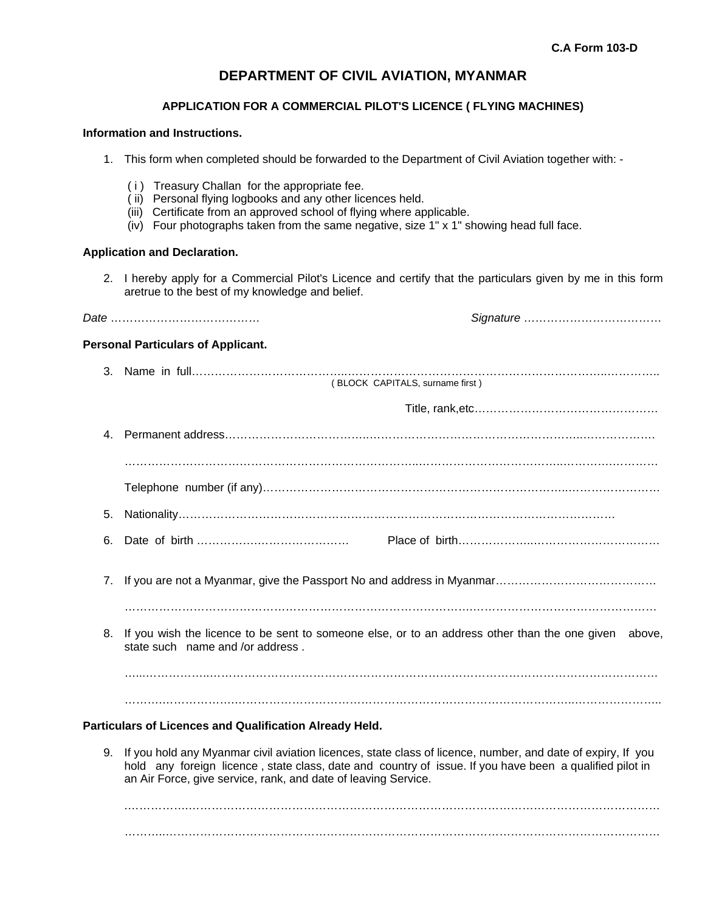C.A Form 103-D

# DEPARTMENT OF CIVIL AVIATION, MYANMAR

## APPLICATION FOR A COMMERCIAL PILOT'S LICENCE ( FLYING MACHINES)

**Information and Instructions.**

1. This form when completed should be forwarded to the Department of Civil Aviation together with: -

   ( i ) Treasury Challan for the appropriate fee.
   ( ii) Personal flying logbooks and any other licences held.
   (iii) Certificate from an approved school of flying where applicable.
   (iv) Four photographs taken from the same negative, size 1" x 1" showing head full face.

**Application and Declaration.**

2. I hereby apply for a Commercial Pilot's Licence and certify that the particulars given by me in this form aretrue to the best of my knowledge and belief.

*Date* …………………………………  *Signature* ………………………………

**Personal Particulars of Applicant.**

3. Name in full……………………………………………………………………………………………………………
   ( BLOCK CAPITALS, surname first )

   Title, rank,etc…………………………………………

4. Permanent address……………………………………………………………………………………………………

   ……………………………………………………………………………………………………………………………

   Telephone number (if any)……………………………………………………………………………………………

5. Nationality……………………………………………………………………………………………………………

6. Date of birth …………………………………… Place of birth………………………………………………

7. If you are not a Myanmar, give the Passport No and address in Myanmar……………………………………

   ……………………………………………………………………………………………………………………………

8. If you wish the licence to be sent to someone else, or to an address other than the one given above, state such name and /or address .

   ……………………………………………………………………………………………………………………………

   ……………………………………………………………………………………………………………………………

**Particulars of Licences and Qualification Already Held.**

9. If you hold any Myanmar civil aviation licences, state class of licence, number, and date of expiry, If you hold any foreign licence , state class, date and country of issue. If you have been a qualified pilot in an Air Force, give service, rank, and date of leaving Service.

   ……………………………………………………………………………………………………………………………

   ……………………………………………………………………………………………………………………………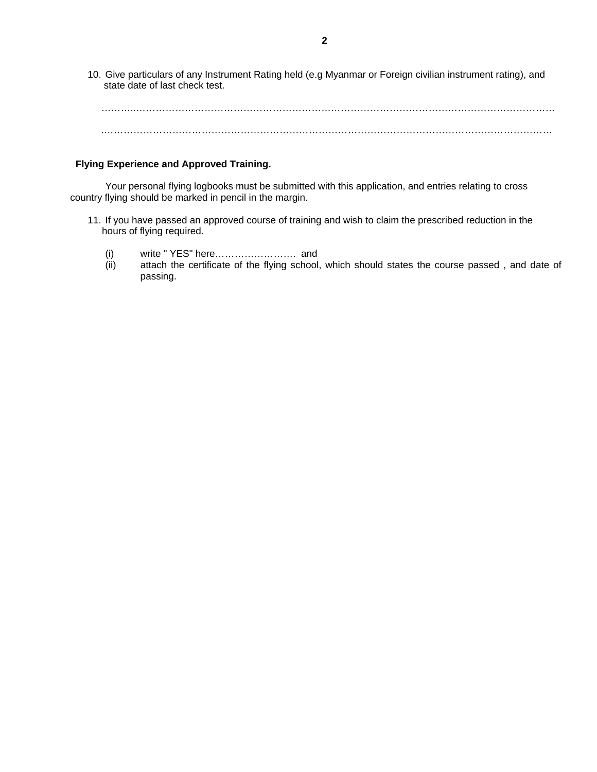10. Give particulars of any Instrument Rating held (e.g Myanmar or Foreign civilian instrument rating), and state date of last check test.

………..……………………………………………………………………………………………………………………

……………………………………………………………………………………………………………………………

**Flying Experience and Approved Training.**

Your personal flying logbooks must be submitted with this application, and entries relating to cross country flying should be marked in pencil in the margin.

11. If you have passed an approved course of training and wish to claim the prescribed reduction in the hours of flying required.

    (i) write " YES" here……………………. and
    
    (ii) attach the certificate of the flying school, which should states the course passed , and date of passing.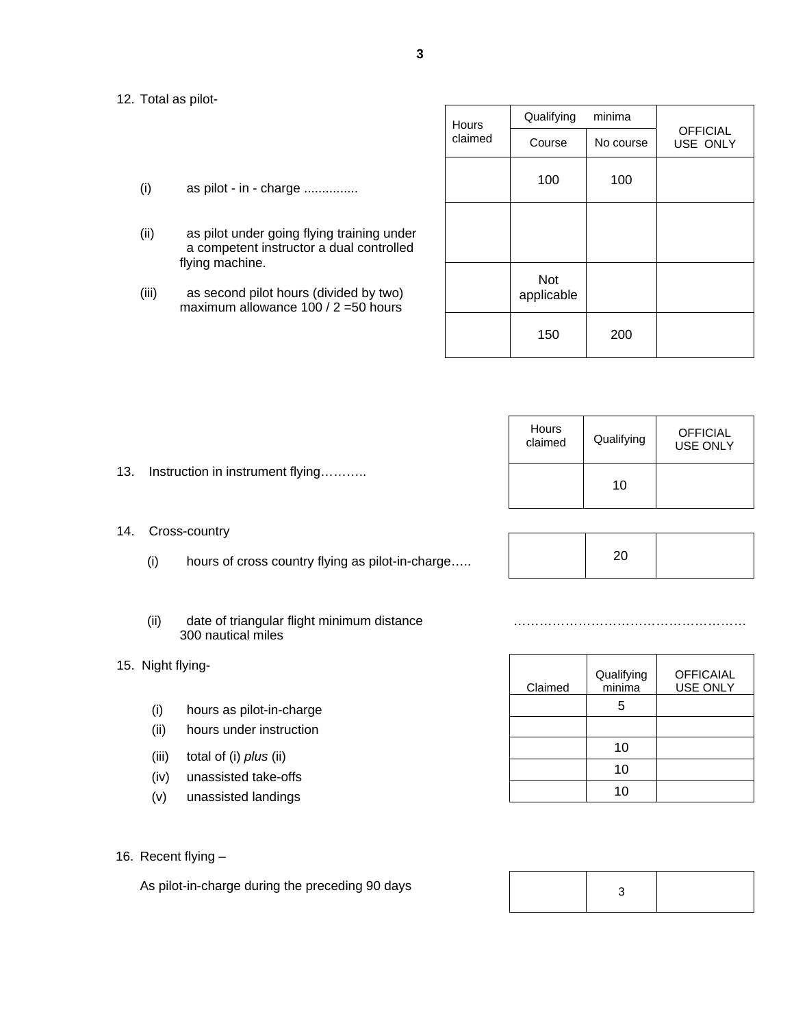12. Total as pilot-

(i) as pilot - in - charge ...............

(ii) as pilot under going flying training under a competent instructor a dual controlled flying machine.

(iii) as second pilot hours (divided by two) maximum allowance 100 / 2 =50 hours

| | Hours claimed | Qualifying minima | | OFFICIAL USE ONLY |
|---|---|---|---|---|
| | | Course | No course | |
| (i) | | 100 | 100 | |
| (ii) | | | | |
| (iii) | | Not applicable | | |
| Total | | 150 | 200 | |

13. Instruction in instrument flying………..

14. Cross-country

(i) hours of cross country flying as pilot-in-charge…..

| | Hours claimed | Qualifying | OFFICIAL USE ONLY |
|---|---|---|---|
| 13. | | 10 | |
| 14. (i) | | 20 | |

(ii) date of triangular flight minimum distance 300 nautical miles ………………………………………………

15. Night flying-

(i) hours as pilot-in-charge
(ii) hours under instruction
(iii) total of (i) *plus* (ii)
(iv) unassisted take-offs
(v) unassisted landings

| | Claimed | Qualifying minima | OFFICAIAL USE ONLY |
|---|---|---|---|
| (i) | | 5 | |
| (ii) | | | |
| (iii) | | 10 | |
| (iv) | | 10 | |
| (v) | | 10 | |

16. Recent flying –

As pilot-in-charge during the preceding 90 days

| | | |
|---|---|---|
| | 3 | |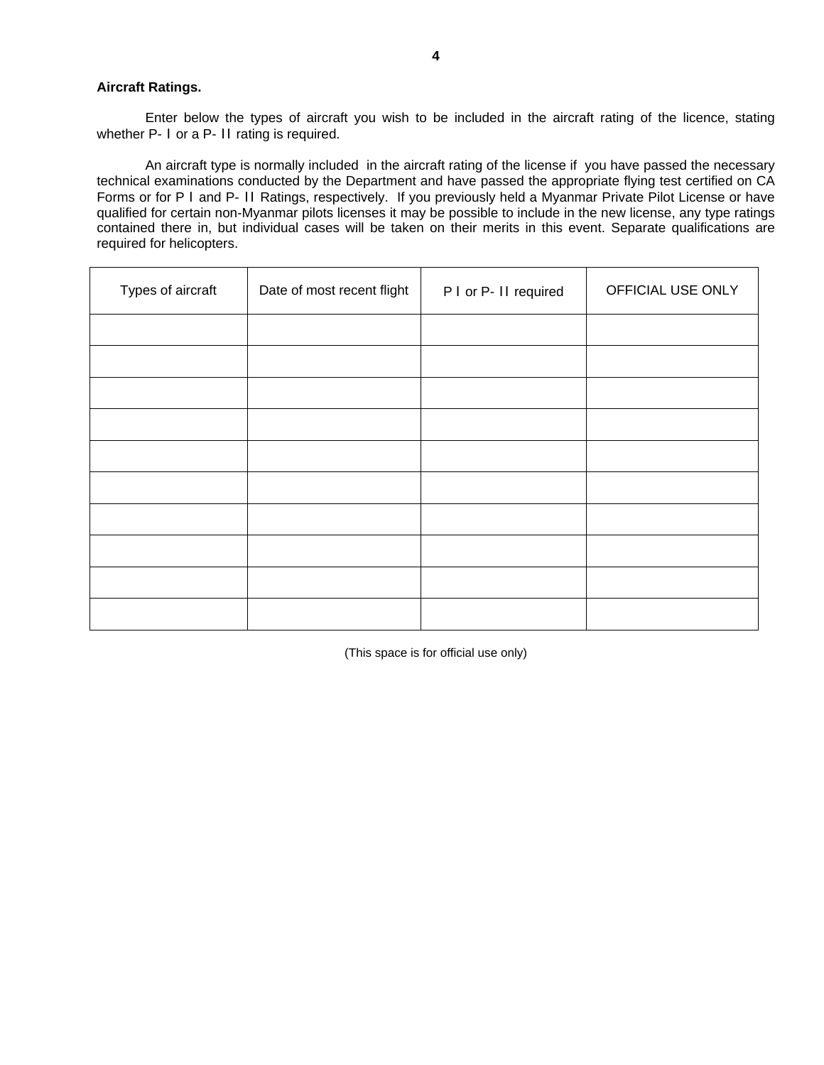**Aircraft Ratings.**

Enter below the types of aircraft you wish to be included in the aircraft rating of the licence, stating whether P- I or a P- II rating is required.

An aircraft type is normally included in the aircraft rating of the license if you have passed the necessary technical examinations conducted by the Department and have passed the appropriate flying test certified on CA Forms or for P I and P- II Ratings, respectively. If you previously held a Myanmar Private Pilot License or have qualified for certain non-Myanmar pilots licenses it may be possible to include in the new license, any type ratings contained there in, but individual cases will be taken on their merits in this event. Separate qualifications are required for helicopters.

| Types of aircraft | Date of most recent flight | P I or P- II required | OFFICIAL USE ONLY |
|---|---|---|---|
| | | | |
| | | | |
| | | | |
| | | | |
| | | | |
| | | | |
| | | | |
| | | | |
| | | | |
| | | | |

(This space is for official use only)